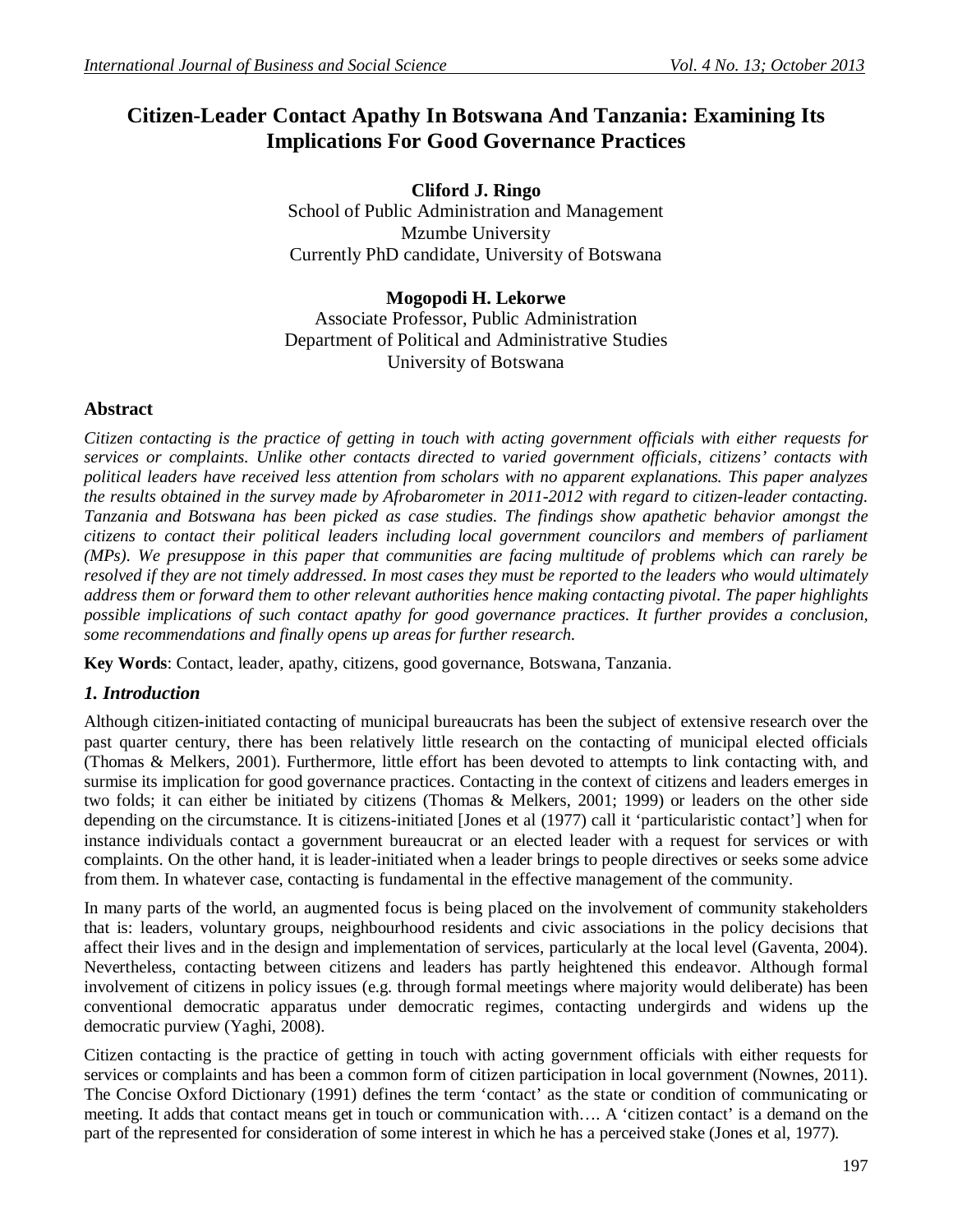# Citizen-Leader Contact Apathy In Botswana And Tanzania: Examining Its Implications For Good Governance Practices

**Cliford J. Ringo**
School of Public Administration and Management
Mzumbe University
Currently PhD candidate, University of Botswana

**Mogopodi H. Lekorwe**
Associate Professor, Public Administration
Department of Political and Administrative Studies
University of Botswana

## Abstract

*Citizen contacting is the practice of getting in touch with acting government officials with either requests for services or complaints. Unlike other contacts directed to varied government officials, citizens' contacts with political leaders have received less attention from scholars with no apparent explanations. This paper analyzes the results obtained in the survey made by Afrobarometer in 2011-2012 with regard to citizen-leader contacting. Tanzania and Botswana has been picked as case studies. The findings show apathetic behavior amongst the citizens to contact their political leaders including local government councilors and members of parliament (MPs). We presuppose in this paper that communities are facing multitude of problems which can rarely be resolved if they are not timely addressed. In most cases they must be reported to the leaders who would ultimately address them or forward them to other relevant authorities hence making contacting pivotal. The paper highlights possible implications of such contact apathy for good governance practices. It further provides a conclusion, some recommendations and finally opens up areas for further research.*

**Key Words**: Contact, leader, apathy, citizens, good governance, Botswana, Tanzania.

## *1. Introduction*

Although citizen-initiated contacting of municipal bureaucrats has been the subject of extensive research over the past quarter century, there has been relatively little research on the contacting of municipal elected officials (Thomas & Melkers, 2001). Furthermore, little effort has been devoted to attempts to link contacting with, and surmise its implication for good governance practices. Contacting in the context of citizens and leaders emerges in two folds; it can either be initiated by citizens (Thomas & Melkers, 2001; 1999) or leaders on the other side depending on the circumstance. It is citizens-initiated [Jones et al (1977) call it 'particularistic contact'] when for instance individuals contact a government bureaucrat or an elected leader with a request for services or with complaints. On the other hand, it is leader-initiated when a leader brings to people directives or seeks some advice from them. In whatever case, contacting is fundamental in the effective management of the community.

In many parts of the world, an augmented focus is being placed on the involvement of community stakeholders that is: leaders, voluntary groups, neighbourhood residents and civic associations in the policy decisions that affect their lives and in the design and implementation of services, particularly at the local level (Gaventa, 2004). Nevertheless, contacting between citizens and leaders has partly heightened this endeavor. Although formal involvement of citizens in policy issues (e.g. through formal meetings where majority would deliberate) has been conventional democratic apparatus under democratic regimes, contacting undergirds and widens up the democratic purview (Yaghi, 2008).

Citizen contacting is the practice of getting in touch with acting government officials with either requests for services or complaints and has been a common form of citizen participation in local government (Nownes, 2011). The Concise Oxford Dictionary (1991) defines the term 'contact' as the state or condition of communicating or meeting. It adds that contact means get in touch or communication with…. A 'citizen contact' is a demand on the part of the represented for consideration of some interest in which he has a perceived stake (Jones et al, 1977).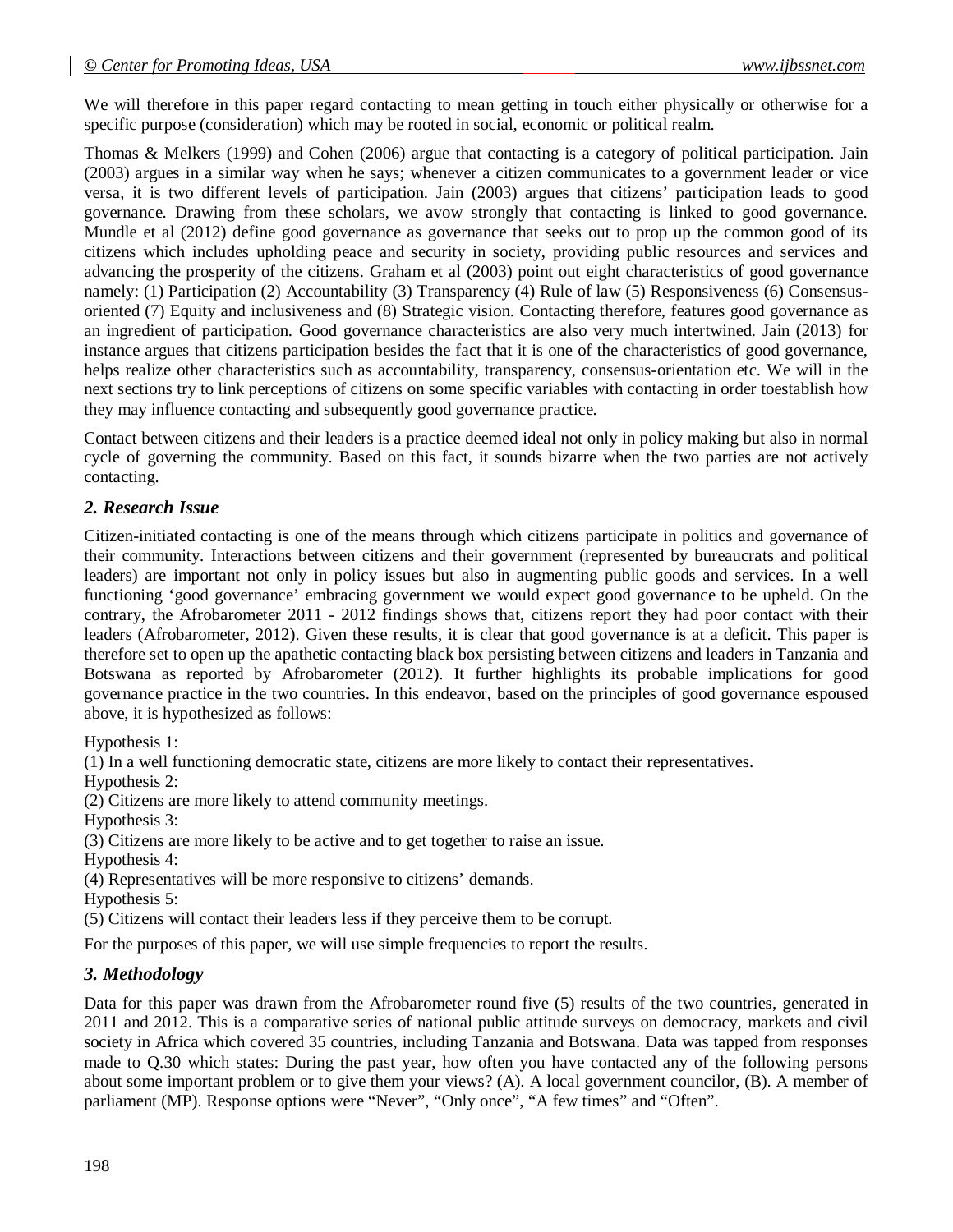We will therefore in this paper regard contacting to mean getting in touch either physically or otherwise for a specific purpose (consideration) which may be rooted in social, economic or political realm.

Thomas & Melkers (1999) and Cohen (2006) argue that contacting is a category of political participation. Jain (2003) argues in a similar way when he says; whenever a citizen communicates to a government leader or vice versa, it is two different levels of participation. Jain (2003) argues that citizens' participation leads to good governance. Drawing from these scholars, we avow strongly that contacting is linked to good governance. Mundle et al (2012) define good governance as governance that seeks out to prop up the common good of its citizens which includes upholding peace and security in society, providing public resources and services and advancing the prosperity of the citizens. Graham et al (2003) point out eight characteristics of good governance namely: (1) Participation (2) Accountability (3) Transparency (4) Rule of law (5) Responsiveness (6) Consensus-oriented (7) Equity and inclusiveness and (8) Strategic vision. Contacting therefore, features good governance as an ingredient of participation. Good governance characteristics are also very much intertwined. Jain (2013) for instance argues that citizens participation besides the fact that it is one of the characteristics of good governance, helps realize other characteristics such as accountability, transparency, consensus-orientation etc. We will in the next sections try to link perceptions of citizens on some specific variables with contacting in order toestablish how they may influence contacting and subsequently good governance practice.

Contact between citizens and their leaders is a practice deemed ideal not only in policy making but also in normal cycle of governing the community. Based on this fact, it sounds bizarre when the two parties are not actively contacting.

## *2. Research Issue*

Citizen-initiated contacting is one of the means through which citizens participate in politics and governance of their community. Interactions between citizens and their government (represented by bureaucrats and political leaders) are important not only in policy issues but also in augmenting public goods and services. In a well functioning 'good governance' embracing government we would expect good governance to be upheld. On the contrary, the Afrobarometer 2011 - 2012 findings shows that, citizens report they had poor contact with their leaders (Afrobarometer, 2012). Given these results, it is clear that good governance is at a deficit. This paper is therefore set to open up the apathetic contacting black box persisting between citizens and leaders in Tanzania and Botswana as reported by Afrobarometer (2012). It further highlights its probable implications for good governance practice in the two countries. In this endeavor, based on the principles of good governance espoused above, it is hypothesized as follows:

Hypothesis 1:
(1) In a well functioning democratic state, citizens are more likely to contact their representatives.
Hypothesis 2:
(2) Citizens are more likely to attend community meetings.
Hypothesis 3:
(3) Citizens are more likely to be active and to get together to raise an issue.
Hypothesis 4:
(4) Representatives will be more responsive to citizens' demands.
Hypothesis 5:
(5) Citizens will contact their leaders less if they perceive them to be corrupt.

For the purposes of this paper, we will use simple frequencies to report the results.

## *3. Methodology*

Data for this paper was drawn from the Afrobarometer round five (5) results of the two countries, generated in 2011 and 2012. This is a comparative series of national public attitude surveys on democracy, markets and civil society in Africa which covered 35 countries, including Tanzania and Botswana. Data was tapped from responses made to Q.30 which states: During the past year, how often you have contacted any of the following persons about some important problem or to give them your views? (A). A local government councilor, (B). A member of parliament (MP). Response options were "Never", "Only once", "A few times" and "Often".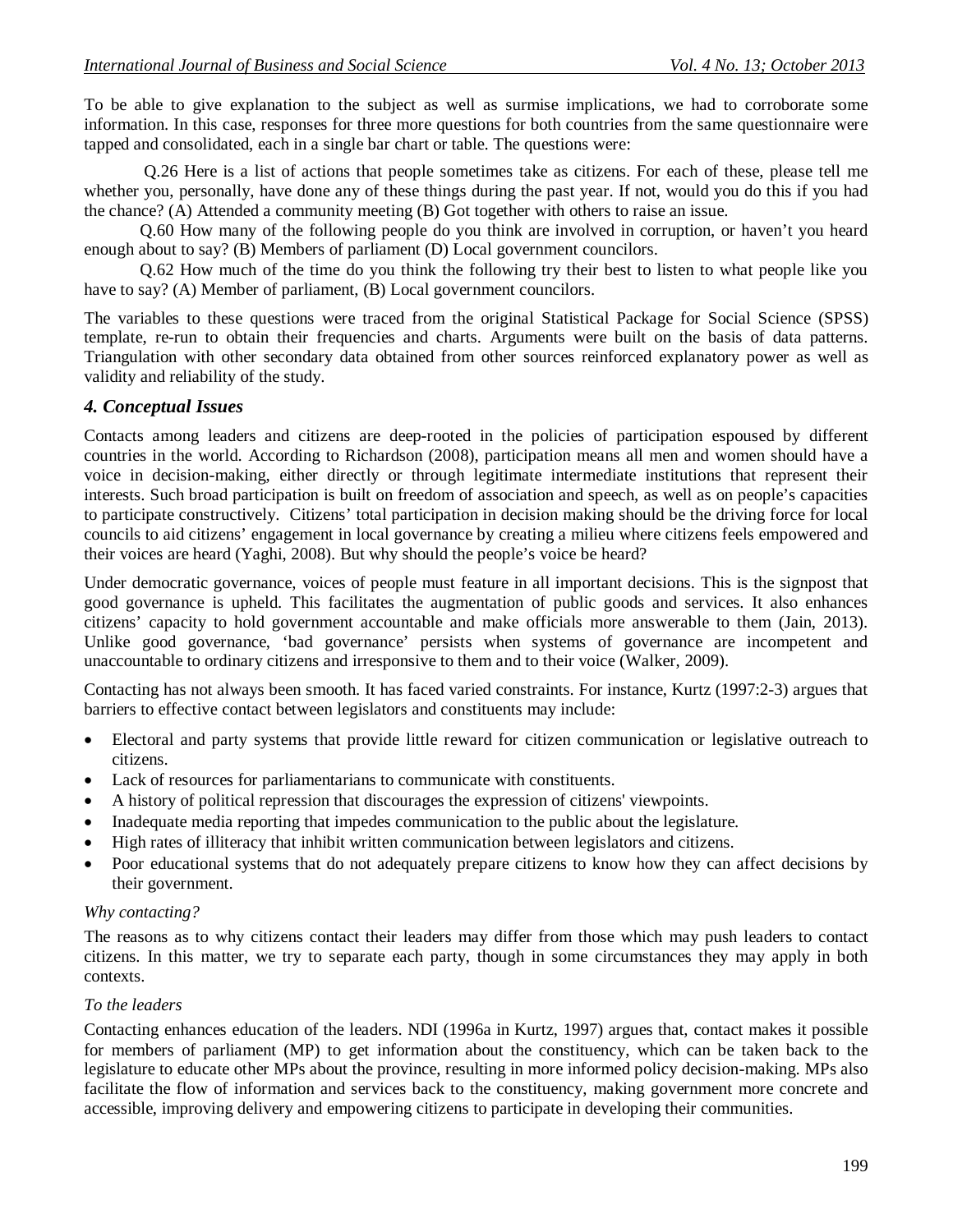To be able to give explanation to the subject as well as surmise implications, we had to corroborate some information. In this case, responses for three more questions for both countries from the same questionnaire were tapped and consolidated, each in a single bar chart or table. The questions were:

Q.26 Here is a list of actions that people sometimes take as citizens. For each of these, please tell me whether you, personally, have done any of these things during the past year. If not, would you do this if you had the chance? (A) Attended a community meeting (B) Got together with others to raise an issue.

Q.60 How many of the following people do you think are involved in corruption, or haven't you heard enough about to say? (B) Members of parliament (D) Local government councilors.

Q.62 How much of the time do you think the following try their best to listen to what people like you have to say? (A) Member of parliament, (B) Local government councilors.

The variables to these questions were traced from the original Statistical Package for Social Science (SPSS) template, re-run to obtain their frequencies and charts. Arguments were built on the basis of data patterns. Triangulation with other secondary data obtained from other sources reinforced explanatory power as well as validity and reliability of the study.

## *4. Conceptual Issues*

Contacts among leaders and citizens are deep-rooted in the policies of participation espoused by different countries in the world. According to Richardson (2008), participation means all men and women should have a voice in decision-making, either directly or through legitimate intermediate institutions that represent their interests. Such broad participation is built on freedom of association and speech, as well as on people's capacities to participate constructively. Citizens' total participation in decision making should be the driving force for local councils to aid citizens' engagement in local governance by creating a milieu where citizens feels empowered and their voices are heard (Yaghi, 2008). But why should the people's voice be heard?

Under democratic governance, voices of people must feature in all important decisions. This is the signpost that good governance is upheld. This facilitates the augmentation of public goods and services. It also enhances citizens' capacity to hold government accountable and make officials more answerable to them (Jain, 2013). Unlike good governance, 'bad governance' persists when systems of governance are incompetent and unaccountable to ordinary citizens and irresponsive to them and to their voice (Walker, 2009).

Contacting has not always been smooth. It has faced varied constraints. For instance, Kurtz (1997:2-3) argues that barriers to effective contact between legislators and constituents may include:

- Electoral and party systems that provide little reward for citizen communication or legislative outreach to citizens.
- Lack of resources for parliamentarians to communicate with constituents.
- A history of political repression that discourages the expression of citizens' viewpoints.
- Inadequate media reporting that impedes communication to the public about the legislature.
- High rates of illiteracy that inhibit written communication between legislators and citizens.
- Poor educational systems that do not adequately prepare citizens to know how they can affect decisions by their government.

*Why contacting?*

The reasons as to why citizens contact their leaders may differ from those which may push leaders to contact citizens. In this matter, we try to separate each party, though in some circumstances they may apply in both contexts.

*To the leaders*

Contacting enhances education of the leaders. NDI (1996a in Kurtz, 1997) argues that, contact makes it possible for members of parliament (MP) to get information about the constituency, which can be taken back to the legislature to educate other MPs about the province, resulting in more informed policy decision-making. MPs also facilitate the flow of information and services back to the constituency, making government more concrete and accessible, improving delivery and empowering citizens to participate in developing their communities.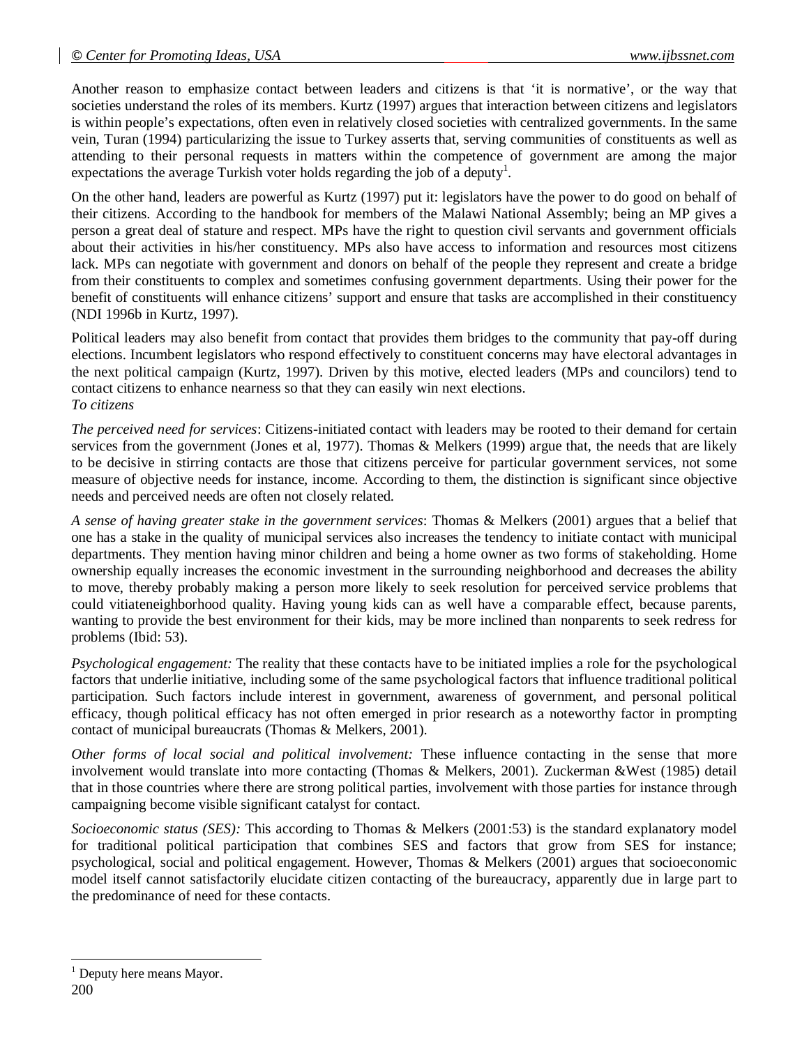Another reason to emphasize contact between leaders and citizens is that 'it is normative', or the way that societies understand the roles of its members. Kurtz (1997) argues that interaction between citizens and legislators is within people's expectations, often even in relatively closed societies with centralized governments. In the same vein, Turan (1994) particularizing the issue to Turkey asserts that, serving communities of constituents as well as attending to their personal requests in matters within the competence of government are among the major expectations the average Turkish voter holds regarding the job of a deputy[1].

On the other hand, leaders are powerful as Kurtz (1997) put it: legislators have the power to do good on behalf of their citizens. According to the handbook for members of the Malawi National Assembly; being an MP gives a person a great deal of stature and respect. MPs have the right to question civil servants and government officials about their activities in his/her constituency. MPs also have access to information and resources most citizens lack. MPs can negotiate with government and donors on behalf of the people they represent and create a bridge from their constituents to complex and sometimes confusing government departments. Using their power for the benefit of constituents will enhance citizens' support and ensure that tasks are accomplished in their constituency (NDI 1996b in Kurtz, 1997).

Political leaders may also benefit from contact that provides them bridges to the community that pay-off during elections. Incumbent legislators who respond effectively to constituent concerns may have electoral advantages in the next political campaign (Kurtz, 1997). Driven by this motive, elected leaders (MPs and councilors) tend to contact citizens to enhance nearness so that they can easily win next elections.

*To citizens*

*The perceived need for services*: Citizens-initiated contact with leaders may be rooted to their demand for certain services from the government (Jones et al, 1977). Thomas & Melkers (1999) argue that, the needs that are likely to be decisive in stirring contacts are those that citizens perceive for particular government services, not some measure of objective needs for instance, income. According to them, the distinction is significant since objective needs and perceived needs are often not closely related.

*A sense of having greater stake in the government services*: Thomas & Melkers (2001) argues that a belief that one has a stake in the quality of municipal services also increases the tendency to initiate contact with municipal departments. They mention having minor children and being a home owner as two forms of stakeholding. Home ownership equally increases the economic investment in the surrounding neighborhood and decreases the ability to move, thereby probably making a person more likely to seek resolution for perceived service problems that could vitiateneighborhood quality. Having young kids can as well have a comparable effect, because parents, wanting to provide the best environment for their kids, may be more inclined than nonparents to seek redress for problems (Ibid: 53).

*Psychological engagement:* The reality that these contacts have to be initiated implies a role for the psychological factors that underlie initiative, including some of the same psychological factors that influence traditional political participation. Such factors include interest in government, awareness of government, and personal political efficacy, though political efficacy has not often emerged in prior research as a noteworthy factor in prompting contact of municipal bureaucrats (Thomas & Melkers, 2001).

*Other forms of local social and political involvement:* These influence contacting in the sense that more involvement would translate into more contacting (Thomas & Melkers, 2001). Zuckerman &West (1985) detail that in those countries where there are strong political parties, involvement with those parties for instance through campaigning become visible significant catalyst for contact.

*Socioeconomic status (SES):* This according to Thomas & Melkers (2001:53) is the standard explanatory model for traditional political participation that combines SES and factors that grow from SES for instance; psychological, social and political engagement. However, Thomas & Melkers (2001) argues that socioeconomic model itself cannot satisfactorily elucidate citizen contacting of the bureaucracy, apparently due in large part to the predominance of need for these contacts.

---

[1] Deputy here means Mayor.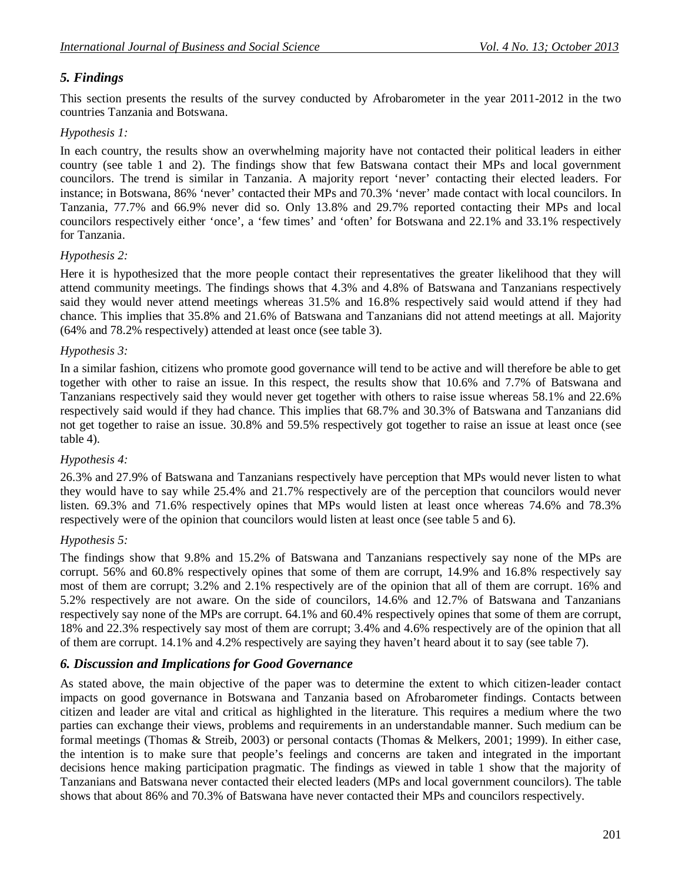## *5. Findings*

This section presents the results of the survey conducted by Afrobarometer in the year 2011-2012 in the two countries Tanzania and Botswana.

*Hypothesis 1:*

In each country, the results show an overwhelming majority have not contacted their political leaders in either country (see table 1 and 2). The findings show that few Batswana contact their MPs and local government councilors. The trend is similar in Tanzania. A majority report 'never' contacting their elected leaders. For instance; in Botswana, 86% 'never' contacted their MPs and 70.3% 'never' made contact with local councilors. In Tanzania, 77.7% and 66.9% never did so. Only 13.8% and 29.7% reported contacting their MPs and local councilors respectively either 'once', a 'few times' and 'often' for Botswana and 22.1% and 33.1% respectively for Tanzania.

*Hypothesis 2:*

Here it is hypothesized that the more people contact their representatives the greater likelihood that they will attend community meetings. The findings shows that 4.3% and 4.8% of Batswana and Tanzanians respectively said they would never attend meetings whereas 31.5% and 16.8% respectively said would attend if they had chance. This implies that 35.8% and 21.6% of Batswana and Tanzanians did not attend meetings at all. Majority (64% and 78.2% respectively) attended at least once (see table 3).

*Hypothesis 3:*

In a similar fashion, citizens who promote good governance will tend to be active and will therefore be able to get together with other to raise an issue. In this respect, the results show that 10.6% and 7.7% of Batswana and Tanzanians respectively said they would never get together with others to raise issue whereas 58.1% and 22.6% respectively said would if they had chance. This implies that 68.7% and 30.3% of Batswana and Tanzanians did not get together to raise an issue. 30.8% and 59.5% respectively got together to raise an issue at least once (see table 4).

*Hypothesis 4:*

26.3% and 27.9% of Batswana and Tanzanians respectively have perception that MPs would never listen to what they would have to say while 25.4% and 21.7% respectively are of the perception that councilors would never listen. 69.3% and 71.6% respectively opines that MPs would listen at least once whereas 74.6% and 78.3% respectively were of the opinion that councilors would listen at least once (see table 5 and 6).

*Hypothesis 5:*

The findings show that 9.8% and 15.2% of Batswana and Tanzanians respectively say none of the MPs are corrupt. 56% and 60.8% respectively opines that some of them are corrupt, 14.9% and 16.8% respectively say most of them are corrupt; 3.2% and 2.1% respectively are of the opinion that all of them are corrupt. 16% and 5.2% respectively are not aware. On the side of councilors, 14.6% and 12.7% of Batswana and Tanzanians respectively say none of the MPs are corrupt. 64.1% and 60.4% respectively opines that some of them are corrupt, 18% and 22.3% respectively say most of them are corrupt; 3.4% and 4.6% respectively are of the opinion that all of them are corrupt. 14.1% and 4.2% respectively are saying they haven't heard about it to say (see table 7).

## *6. Discussion and Implications for Good Governance*

As stated above, the main objective of the paper was to determine the extent to which citizen-leader contact impacts on good governance in Botswana and Tanzania based on Afrobarometer findings. Contacts between citizen and leader are vital and critical as highlighted in the literature. This requires a medium where the two parties can exchange their views, problems and requirements in an understandable manner. Such medium can be formal meetings (Thomas & Streib, 2003) or personal contacts (Thomas & Melkers, 2001; 1999). In either case, the intention is to make sure that people's feelings and concerns are taken and integrated in the important decisions hence making participation pragmatic. The findings as viewed in table 1 show that the majority of Tanzanians and Batswana never contacted their elected leaders (MPs and local government councilors). The table shows that about 86% and 70.3% of Batswana have never contacted their MPs and councilors respectively.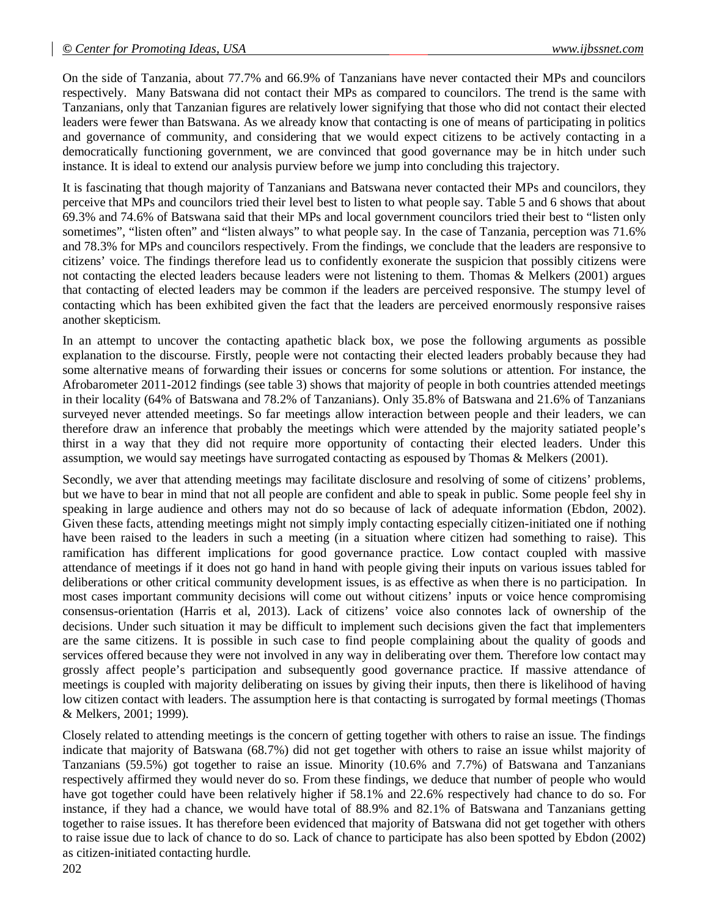On the side of Tanzania, about 77.7% and 66.9% of Tanzanians have never contacted their MPs and councilors respectively. Many Batswana did not contact their MPs as compared to councilors. The trend is the same with Tanzanians, only that Tanzanian figures are relatively lower signifying that those who did not contact their elected leaders were fewer than Batswana. As we already know that contacting is one of means of participating in politics and governance of community, and considering that we would expect citizens to be actively contacting in a democratically functioning government, we are convinced that good governance may be in hitch under such instance. It is ideal to extend our analysis purview before we jump into concluding this trajectory.

It is fascinating that though majority of Tanzanians and Batswana never contacted their MPs and councilors, they perceive that MPs and councilors tried their level best to listen to what people say. Table 5 and 6 shows that about 69.3% and 74.6% of Batswana said that their MPs and local government councilors tried their best to "listen only sometimes", "listen often" and "listen always" to what people say. In the case of Tanzania, perception was 71.6% and 78.3% for MPs and councilors respectively. From the findings, we conclude that the leaders are responsive to citizens' voice. The findings therefore lead us to confidently exonerate the suspicion that possibly citizens were not contacting the elected leaders because leaders were not listening to them. Thomas & Melkers (2001) argues that contacting of elected leaders may be common if the leaders are perceived responsive. The stumpy level of contacting which has been exhibited given the fact that the leaders are perceived enormously responsive raises another skepticism.

In an attempt to uncover the contacting apathetic black box, we pose the following arguments as possible explanation to the discourse. Firstly, people were not contacting their elected leaders probably because they had some alternative means of forwarding their issues or concerns for some solutions or attention. For instance, the Afrobarometer 2011-2012 findings (see table 3) shows that majority of people in both countries attended meetings in their locality (64% of Batswana and 78.2% of Tanzanians). Only 35.8% of Batswana and 21.6% of Tanzanians surveyed never attended meetings. So far meetings allow interaction between people and their leaders, we can therefore draw an inference that probably the meetings which were attended by the majority satiated people's thirst in a way that they did not require more opportunity of contacting their elected leaders. Under this assumption, we would say meetings have surrogated contacting as espoused by Thomas & Melkers (2001).

Secondly, we aver that attending meetings may facilitate disclosure and resolving of some of citizens' problems, but we have to bear in mind that not all people are confident and able to speak in public. Some people feel shy in speaking in large audience and others may not do so because of lack of adequate information (Ebdon, 2002). Given these facts, attending meetings might not simply imply contacting especially citizen-initiated one if nothing have been raised to the leaders in such a meeting (in a situation where citizen had something to raise). This ramification has different implications for good governance practice. Low contact coupled with massive attendance of meetings if it does not go hand in hand with people giving their inputs on various issues tabled for deliberations or other critical community development issues, is as effective as when there is no participation. In most cases important community decisions will come out without citizens' inputs or voice hence compromising consensus-orientation (Harris et al, 2013). Lack of citizens' voice also connotes lack of ownership of the decisions. Under such situation it may be difficult to implement such decisions given the fact that implementers are the same citizens. It is possible in such case to find people complaining about the quality of goods and services offered because they were not involved in any way in deliberating over them. Therefore low contact may grossly affect people's participation and subsequently good governance practice. If massive attendance of meetings is coupled with majority deliberating on issues by giving their inputs, then there is likelihood of having low citizen contact with leaders. The assumption here is that contacting is surrogated by formal meetings (Thomas & Melkers, 2001; 1999).

Closely related to attending meetings is the concern of getting together with others to raise an issue. The findings indicate that majority of Batswana (68.7%) did not get together with others to raise an issue whilst majority of Tanzanians (59.5%) got together to raise an issue. Minority (10.6% and 7.7%) of Batswana and Tanzanians respectively affirmed they would never do so. From these findings, we deduce that number of people who would have got together could have been relatively higher if 58.1% and 22.6% respectively had chance to do so. For instance, if they had a chance, we would have total of 88.9% and 82.1% of Batswana and Tanzanians getting together to raise issues. It has therefore been evidenced that majority of Batswana did not get together with others to raise issue due to lack of chance to do so. Lack of chance to participate has also been spotted by Ebdon (2002) as citizen-initiated contacting hurdle.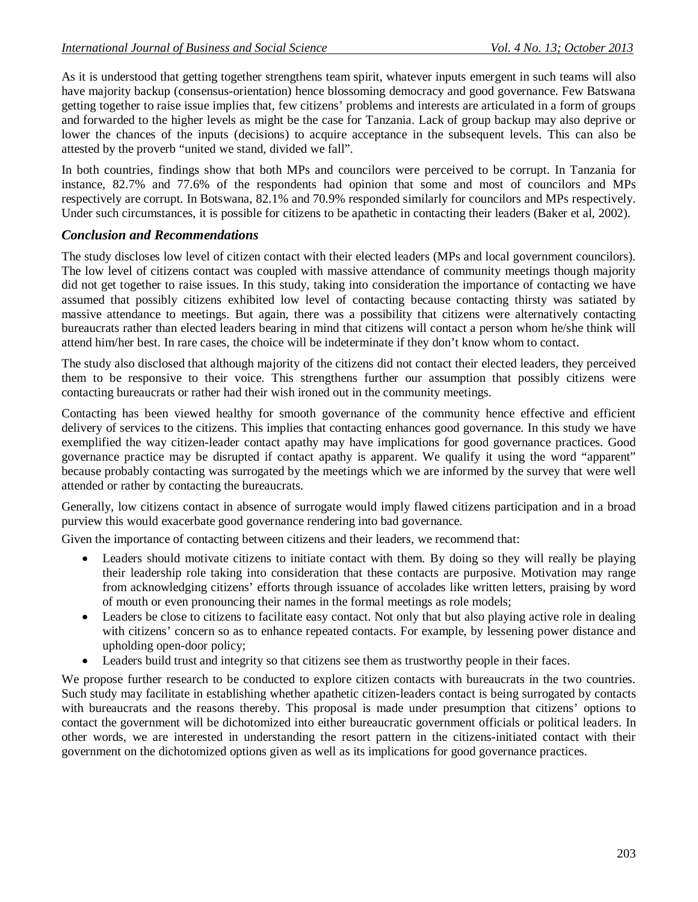As it is understood that getting together strengthens team spirit, whatever inputs emergent in such teams will also have majority backup (consensus-orientation) hence blossoming democracy and good governance. Few Batswana getting together to raise issue implies that, few citizens' problems and interests are articulated in a form of groups and forwarded to the higher levels as might be the case for Tanzania. Lack of group backup may also deprive or lower the chances of the inputs (decisions) to acquire acceptance in the subsequent levels. This can also be attested by the proverb "united we stand, divided we fall".

In both countries, findings show that both MPs and councilors were perceived to be corrupt. In Tanzania for instance, 82.7% and 77.6% of the respondents had opinion that some and most of councilors and MPs respectively are corrupt. In Botswana, 82.1% and 70.9% responded similarly for councilors and MPs respectively. Under such circumstances, it is possible for citizens to be apathetic in contacting their leaders (Baker et al, 2002).

## *Conclusion and Recommendations*

The study discloses low level of citizen contact with their elected leaders (MPs and local government councilors). The low level of citizens contact was coupled with massive attendance of community meetings though majority did not get together to raise issues. In this study, taking into consideration the importance of contacting we have assumed that possibly citizens exhibited low level of contacting because contacting thirsty was satiated by massive attendance to meetings. But again, there was a possibility that citizens were alternatively contacting bureaucrats rather than elected leaders bearing in mind that citizens will contact a person whom he/she think will attend him/her best. In rare cases, the choice will be indeterminate if they don't know whom to contact.

The study also disclosed that although majority of the citizens did not contact their elected leaders, they perceived them to be responsive to their voice. This strengthens further our assumption that possibly citizens were contacting bureaucrats or rather had their wish ironed out in the community meetings.

Contacting has been viewed healthy for smooth governance of the community hence effective and efficient delivery of services to the citizens. This implies that contacting enhances good governance. In this study we have exemplified the way citizen-leader contact apathy may have implications for good governance practices. Good governance practice may be disrupted if contact apathy is apparent. We qualify it using the word "apparent" because probably contacting was surrogated by the meetings which we are informed by the survey that were well attended or rather by contacting the bureaucrats.

Generally, low citizens contact in absence of surrogate would imply flawed citizens participation and in a broad purview this would exacerbate good governance rendering into bad governance.

Given the importance of contacting between citizens and their leaders, we recommend that:

- Leaders should motivate citizens to initiate contact with them. By doing so they will really be playing their leadership role taking into consideration that these contacts are purposive. Motivation may range from acknowledging citizens' efforts through issuance of accolades like written letters, praising by word of mouth or even pronouncing their names in the formal meetings as role models;
- Leaders be close to citizens to facilitate easy contact. Not only that but also playing active role in dealing with citizens' concern so as to enhance repeated contacts. For example, by lessening power distance and upholding open-door policy;
- Leaders build trust and integrity so that citizens see them as trustworthy people in their faces.

We propose further research to be conducted to explore citizen contacts with bureaucrats in the two countries. Such study may facilitate in establishing whether apathetic citizen-leaders contact is being surrogated by contacts with bureaucrats and the reasons thereby. This proposal is made under presumption that citizens' options to contact the government will be dichotomized into either bureaucratic government officials or political leaders. In other words, we are interested in understanding the resort pattern in the citizens-initiated contact with their government on the dichotomized options given as well as its implications for good governance practices.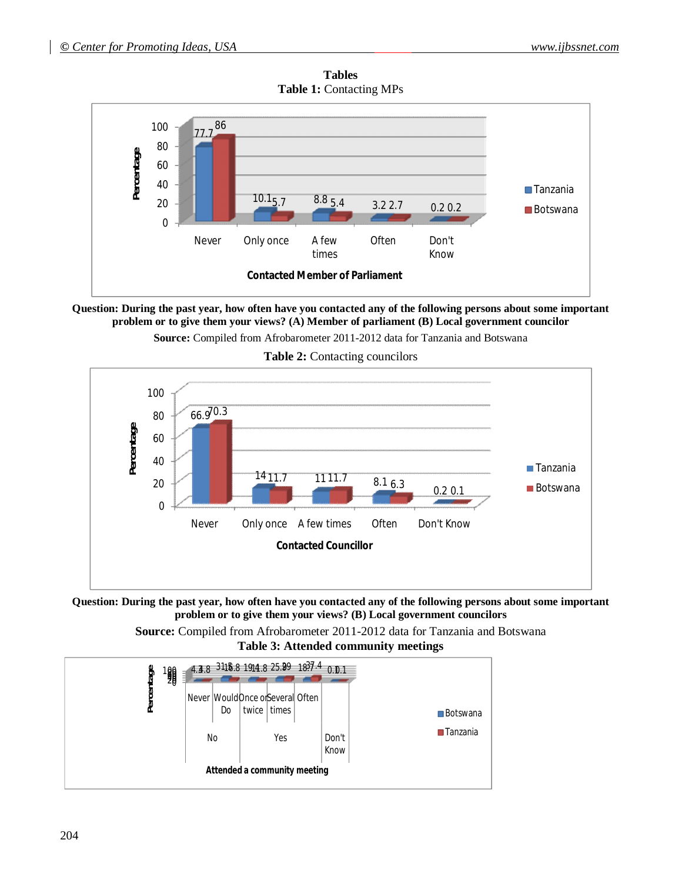# Tables

**Table 1:** Contacting MPs

| Contacted Member of Parliament | Tanzania | Botswana |
|---|---|---|
| Never | 77.7 | 86 |
| Only once | 10.1 | 5.7 |
| A few times | 8.8 | 5.4 |
| Often | 3.2 | 2.7 |
| Don't Know | 0.2 | 0.2 |

**Question: During the past year, how often have you contacted any of the following persons about some important problem or to give them your views? (A) Member of parliament (B) Local government councilor**

**Source:** Compiled from Afrobarometer 2011-2012 data for Tanzania and Botswana

**Table 2:** Contacting councilors

| Contacted Councillor | Tanzania | Botswana |
|---|---|---|
| Never | 66.9 | 70.3 |
| Only once | 14 | 11.7 |
| A few times | 11 | 11.7 |
| Often | 8.1 | 6.3 |
| Don't Know | 0.2 | 0.1 |

**Question: During the past year, how often have you contacted any of the following persons about some important problem or to give them your views? (B) Local government councilors**

**Source:** Compiled from Afrobarometer 2011-2012 data for Tanzania and Botswana

**Table 3: Attended community meetings**

| Attended a community meeting | | Botswana | Tanzania |
|---|---|---|---|
| No | Never | 4.3 | 4.8 |
| | Would Do | 31.5 | 18.8 |
| Yes | Once or twice | 19 | 14.8 |
| | Several times | 25.8 | 29 |
| | Often | 18.7 | 37.4 |
| Don't Know | | 0.1 | 0.1 |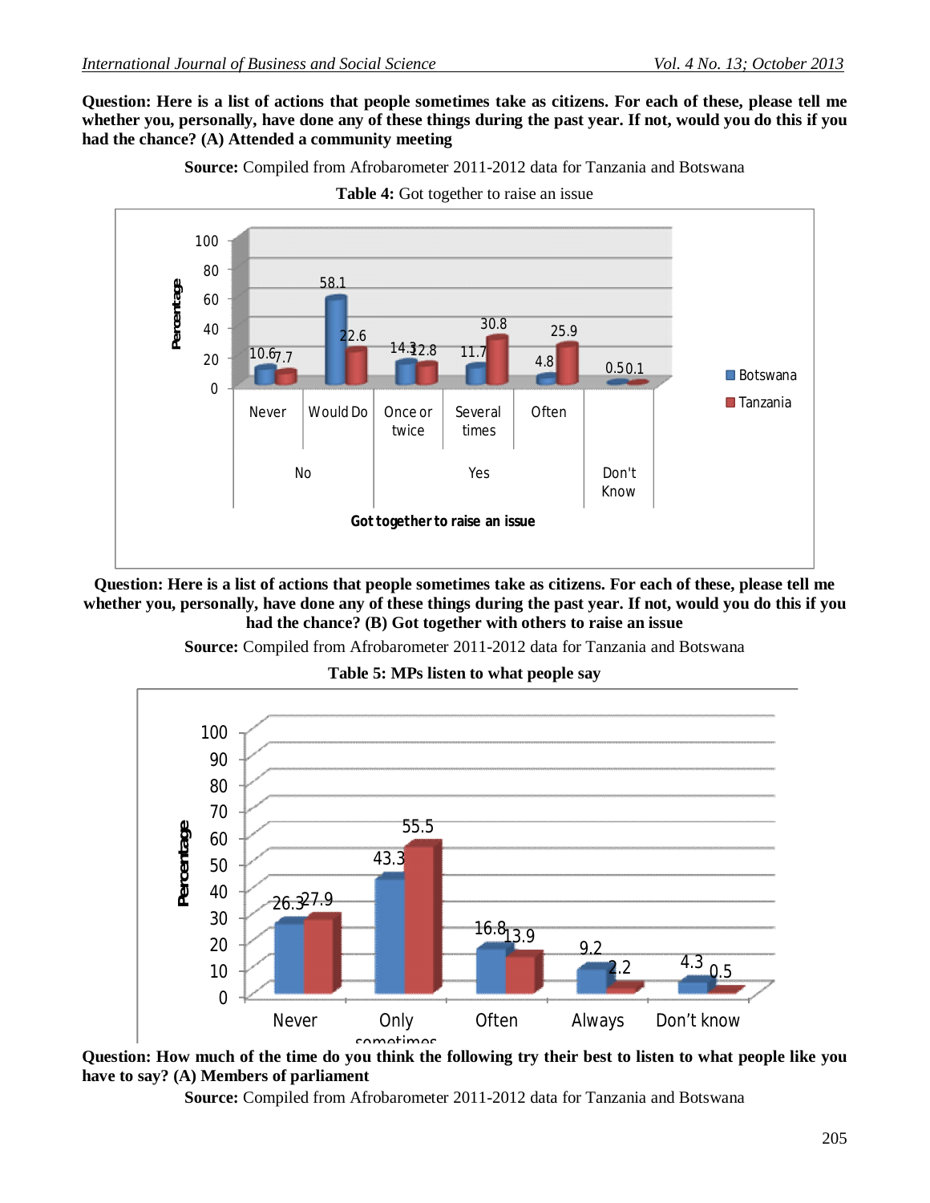**Question: Here is a list of actions that people sometimes take as citizens. For each of these, please tell me whether you, personally, have done any of these things during the past year. If not, would you do this if you had the chance? (A) Attended a community meeting**

**Source:** Compiled from Afrobarometer 2011-2012 data for Tanzania and Botswana

**Table 4:** Got together to raise an issue

| Got together to raise an issue | | Botswana | Tanzania |
|---|---|---|---|
| No | Never | 10.6 | 7.7 |
| | Would Do | 58.1 | 22.6 |
| Yes | Once or twice | 14.3 | 12.8 |
| | Several times | 11.7 | 30.8 |
| | Often | 4.8 | 25.9 |
| Don't Know | | 0.5 | 0.1 |

**Question: Here is a list of actions that people sometimes take as citizens. For each of these, please tell me whether you, personally, have done any of these things during the past year. If not, would you do this if you had the chance? (B) Got together with others to raise an issue**

**Source:** Compiled from Afrobarometer 2011-2012 data for Tanzania and Botswana

**Table 5: MPs listen to what people say**

| | Botswana | Tanzania |
|---|---|---|
| Never | 26.3 | 27.9 |
| Only sometimes | 43.3 | 55.5 |
| Often | 16.8 | 13.9 |
| Always | 9.2 | 2.2 |
| Don't know | 4.3 | 0.5 |

**Question: How much of the time do you think the following try their best to listen to what people like you have to say? (A) Members of parliament**

**Source:** Compiled from Afrobarometer 2011-2012 data for Tanzania and Botswana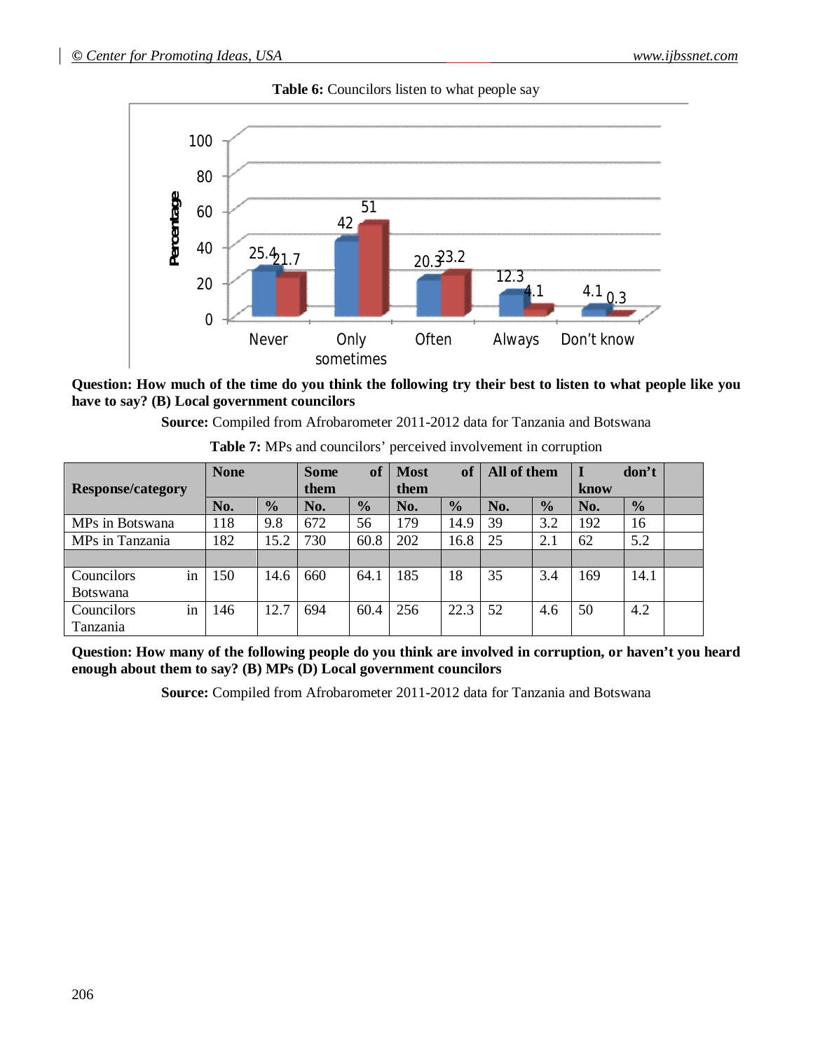**Table 6:** Councilors listen to what people say

**Question: How much of the time do you think the following try their best to listen to what people like you have to say? (B) Local government councilors**

**Source:** Compiled from Afrobarometer 2011-2012 data for Tanzania and Botswana

**Table 7:** MPs and councilors' perceived involvement in corruption

| Response/category | None | | Some of them | | Most of them | | All of them | | I don't know | | |
|---|---|---|---|---|---|---|---|---|---|---|---|
| | **No.** | **%** | **No.** | **%** | **No.** | **%** | **No.** | **%** | **No.** | **%** | |
| MPs in Botswana | 118 | 9.8 | 672 | 56 | 179 | 14.9 | 39 | 3.2 | 192 | 16 | |
| MPs in Tanzania | 182 | 15.2 | 730 | 60.8 | 202 | 16.8 | 25 | 2.1 | 62 | 5.2 | |
| | | | | | | | | | | | |
| Councilors in Botswana | 150 | 14.6 | 660 | 64.1 | 185 | 18 | 35 | 3.4 | 169 | 14.1 | |
| Councilors in Tanzania | 146 | 12.7 | 694 | 60.4 | 256 | 22.3 | 52 | 4.6 | 50 | 4.2 | |

**Question: How many of the following people do you think are involved in corruption, or haven't you heard enough about them to say? (B) MPs (D) Local government councilors**

**Source:** Compiled from Afrobarometer 2011-2012 data for Tanzania and Botswana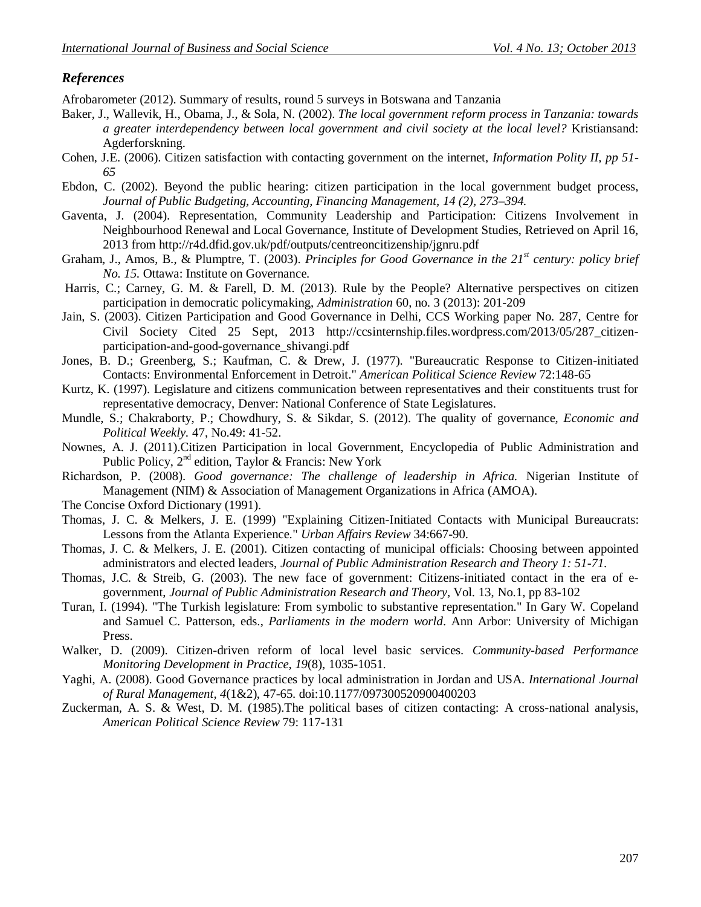### *References*

Afrobarometer (2012). Summary of results, round 5 surveys in Botswana and Tanzania

Baker, J., Wallevik, H., Obama, J., & Sola, N. (2002). *The local government reform process in Tanzania: towards a greater interdependency between local government and civil society at the local level?* Kristiansand: Agderforskning.

Cohen, J.E. (2006). Citizen satisfaction with contacting government on the internet, *Information Polity II, pp 51-65*

Ebdon, C. (2002). Beyond the public hearing: citizen participation in the local government budget process, *Journal of Public Budgeting, Accounting, Financing Management, 14 (2), 273–394.*

Gaventa, J. (2004). Representation, Community Leadership and Participation: Citizens Involvement in Neighbourhood Renewal and Local Governance, Institute of Development Studies, Retrieved on April 16, 2013 from http://r4d.dfid.gov.uk/pdf/outputs/centreoncitizenship/jgnru.pdf

Graham, J., Amos, B., & Plumptre, T. (2003). *Principles for Good Governance in the 21st century: policy brief No. 15.* Ottawa: Institute on Governance.

Harris, C.; Carney, G. M. & Farell, D. M. (2013). Rule by the People? Alternative perspectives on citizen participation in democratic policymaking, *Administration* 60, no. 3 (2013): 201-209

Jain, S. (2003). Citizen Participation and Good Governance in Delhi, CCS Working paper No. 287, Centre for Civil Society Cited 25 Sept, 2013 http://ccsinternship.files.wordpress.com/2013/05/287_citizen-participation-and-good-governance_shivangi.pdf

Jones, B. D.; Greenberg, S.; Kaufman, C. & Drew, J. (1977). "Bureaucratic Response to Citizen-initiated Contacts: Environmental Enforcement in Detroit." *American Political Science Review* 72:148-65

Kurtz, K. (1997). Legislature and citizens communication between representatives and their constituents trust for representative democracy, Denver: National Conference of State Legislatures.

Mundle, S.; Chakraborty, P.; Chowdhury, S. & Sikdar, S. (2012). The quality of governance, *Economic and Political Weekly.* 47, No.49: 41-52.

Nownes, A. J. (2011).Citizen Participation in local Government, Encyclopedia of Public Administration and Public Policy, 2nd edition, Taylor & Francis: New York

Richardson, P. (2008). *Good governance: The challenge of leadership in Africa.* Nigerian Institute of Management (NIM) & Association of Management Organizations in Africa (AMOA).

The Concise Oxford Dictionary (1991).

Thomas, J. C. & Melkers, J. E. (1999) "Explaining Citizen-Initiated Contacts with Municipal Bureaucrats: Lessons from the Atlanta Experience." *Urban Affairs Review* 34:667-90.

Thomas, J. C. & Melkers, J. E. (2001). Citizen contacting of municipal officials: Choosing between appointed administrators and elected leaders, *Journal of Public Administration Research and Theory 1: 51-71.*

Thomas, J.C. & Streib, G. (2003). The new face of government: Citizens-initiated contact in the era of e-government, *Journal of Public Administration Research and Theory*, Vol. 13, No.1, pp 83-102

Turan, I. (1994). "The Turkish legislature: From symbolic to substantive representation." In Gary W. Copeland and Samuel C. Patterson, eds., *Parliaments in the modern world*. Ann Arbor: University of Michigan Press.

Walker, D. (2009). Citizen-driven reform of local level basic services. *Community-based Performance Monitoring Development in Practice*, *19*(8), 1035-1051.

Yaghi, A. (2008). Good Governance practices by local administration in Jordan and USA. *International Journal of Rural Management, 4*(1&2), 47-65. doi:10.1177/097300520900400203

Zuckerman, A. S. & West, D. M. (1985).The political bases of citizen contacting: A cross-national analysis, *American Political Science Review* 79: 117-131